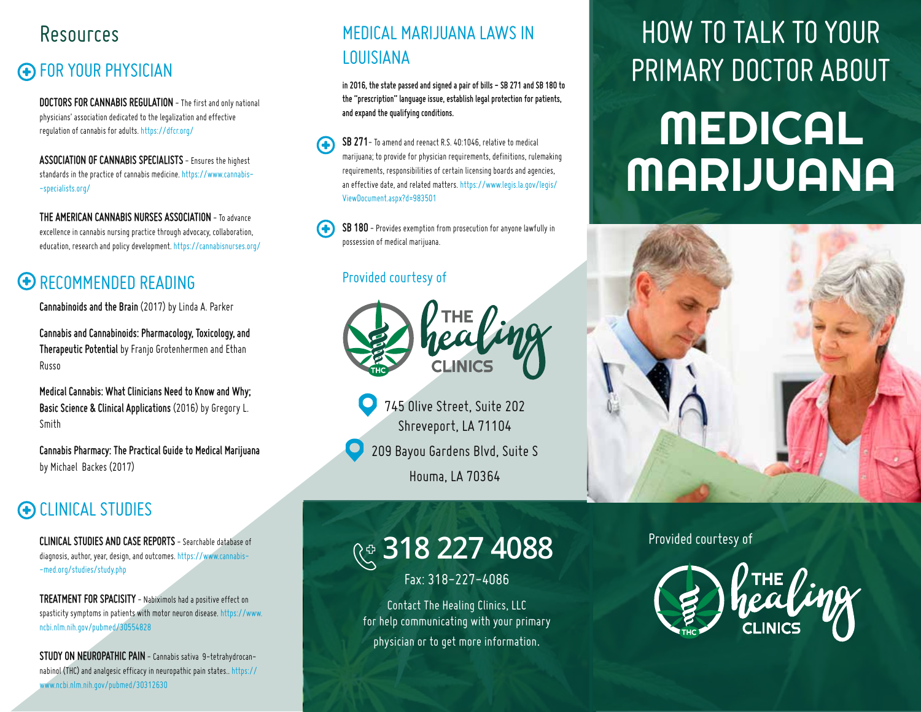# Resources

## FOR YOUR PHYSICIAN

**DOCTORS FOR CANNABIS REGULATION** – The first and only national physicians' association dedicated to the legalization and effective regulation of cannabis for adults. https://dfcr.org/

**ASSOCIATION OF CANNABIS SPECIALISTS** – Ensures the highest standards in the practice of cannabis medicine. https://www.cannabis--specialists.org/

**THE AMERICAN CANNABIS NURSES ASSOCIATION** – To advance excellence in cannabis nursing practice through advocacy, collaboration, education, research and policy development. https://cannabisnurses.org/

## RECOMMENDED READING

**Cannabinoids and the Brain** (2017) by Linda A. Parker

**Cannabis and Cannabinoids: Pharmacology, Toxicology, and Therapeutic Potential** by Franjo Grotenhermen and Ethan Russo

**Medical Cannabis: What Clinicians Need to Know and Why; Basic Science & Clinical Applications** (2016) by Gregory L. Smith

**Cannabis Pharmacy: The Practical Guide to Medical Marijuana** by Michael Backes (2017)

## CLINICAL STUDIES

**CLINICAL STUDIES AND CASE REPORTS** – Searchable database of diagnosis, author, year, design, and outcomes. https://www.cannabis--med.org/studies/study.php

**TREATMENT FOR SPACICITY** – Nabiximols had a positive effect on spasticity symptoms in patients with motor neuron disease. https://www.ncbi.nlm.nih.gov/pubmed/30554828

**STUDY ON NEUROPATHIC PAIN** – Cannabis sativa 9-tetrahydrocannabinol (THC) and analgesic efficacy in neuropathic pain states.. https://www.ncbi.nlm.nih.gov/pubmed/30312630

## MEDICAL MARIJUANA LAWS IN LOUISIANA

**in 2016, the state passed and signed a pair of bills – SB 271 and SB 180 to the "prescription" language issue, establish legal protection for patients, and expand the qualifying conditions.**

**SB 271** – To amend and reenact R.S. 40:1046, relative to medical marijuana; to provide for physician requirements, definitions, rulemaking requirements, responsibilities of certain licensing boards and agencies, an effective date, and related matters. https://www.legis.la.gov/legis/ViewDocument.aspx?d=983501

**SB 180** – Provides exemption from prosecution for anyone lawfully in possession of medical marijuana.

Provided courtesy of

THE healing CLINICS

745 Olive Street, Suite 202
Shreveport, LA 71104

209 Bayou Gardens Blvd, Suite S
Houma, LA 70364

**318 227 4088**

Fax: 318-227-4086

Contact The Healing Clinics, LLC for help communicating with your primary physician or to get more information.

# HOW TO TALK TO YOUR PRIMARY DOCTOR ABOUT MEDICAL MARIJUANA

Provided courtesy of

THE healing CLINICS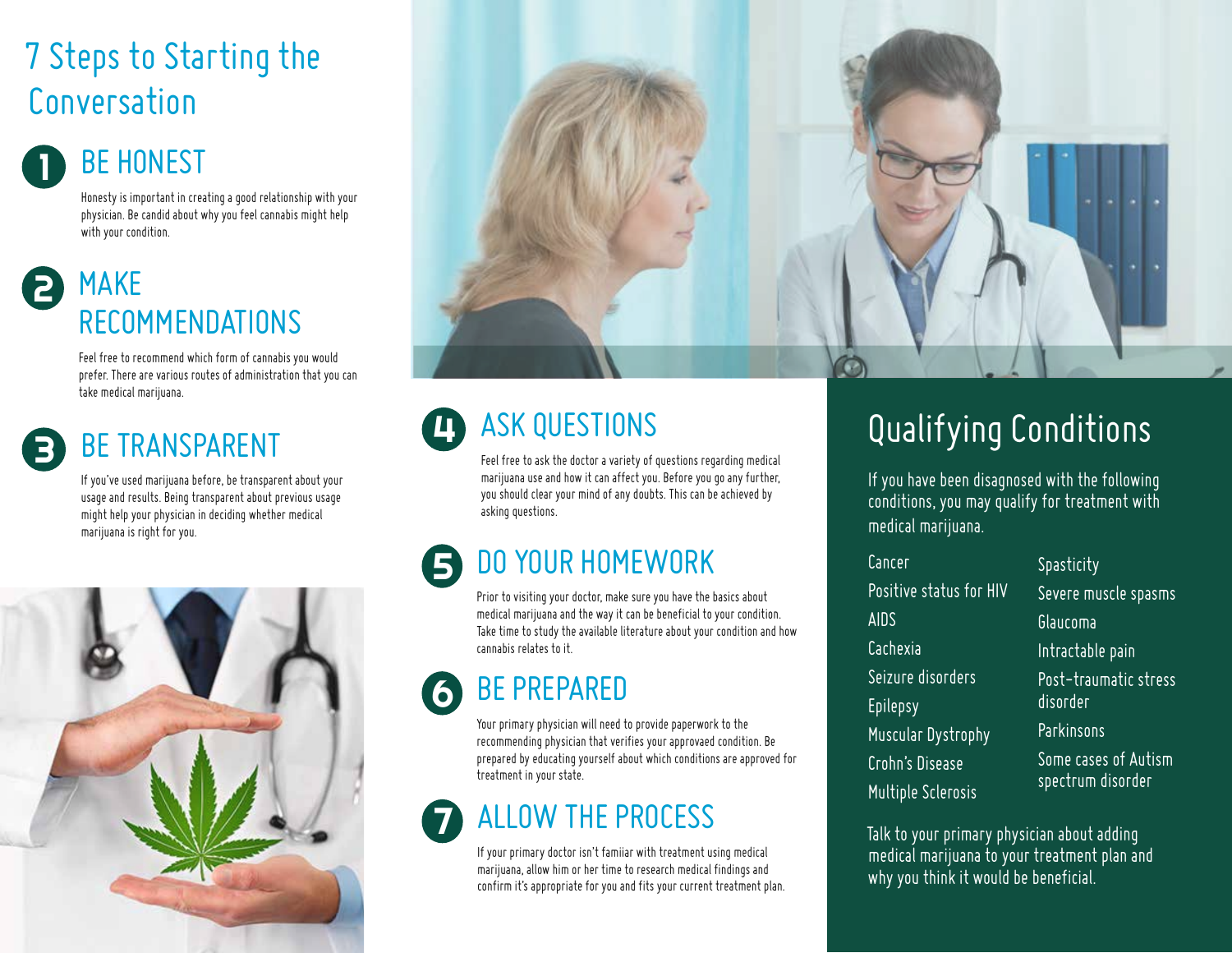# 7 Steps to Starting the Conversation

## 1 BE HONEST

Honesty is important in creating a good relationship with your physician. Be candid about why you feel cannabis might help with your condition.

## 2 MAKE RECOMMENDATIONS

Feel free to recommend which form of cannabis you would prefer. There are various routes of administration that you can take medical marijuana.

## 3 BE TRANSPARENT

If you've used marijuana before, be transparent about your usage and results. Being transparent about previous usage might help your physician in deciding whether medical marijuana is right for you.

## 4 ASK QUESTIONS

Feel free to ask the doctor a variety of questions regarding medical marijuana use and how it can affect you. Before you go any further, you should clear your mind of any doubts. This can be achieved by asking questions.

## 5 DO YOUR HOMEWORK

Prior to visiting your doctor, make sure you have the basics about medical marijuana and the way it can be beneficial to your condition. Take time to study the available literature about your condition and how cannabis relates to it.

## 6 BE PREPARED

Your primary physician will need to provide paperwork to the recommending physician that verifies your approvaed condition. Be prepared by educating yourself about which conditions are approved for treatment in your state.

## 7 ALLOW THE PROCESS

If your primary doctor isn't famiiar with treatment using medical marijuana, allow him or her time to research medical findings and confirm it's appropriate for you and fits your current treatment plan.

# Qualifying Conditions

If you have been disagnosed with the following conditions, you may qualify for treatment with medical marijuana.

- Cancer
- Positive status for HIV
- AIDS
- Cachexia
- Seizure disorders
- Epilepsy
- Muscular Dystrophy
- Crohn's Disease
- Multiple Sclerosis
- Spasticity
- Severe muscle spasms
- Glaucoma
- Intractable pain
- Post-traumatic stress disorder
- Parkinsons
- Some cases of Autism spectrum disorder

Talk to your primary physician about adding medical marijuana to your treatment plan and why you think it would be beneficial.